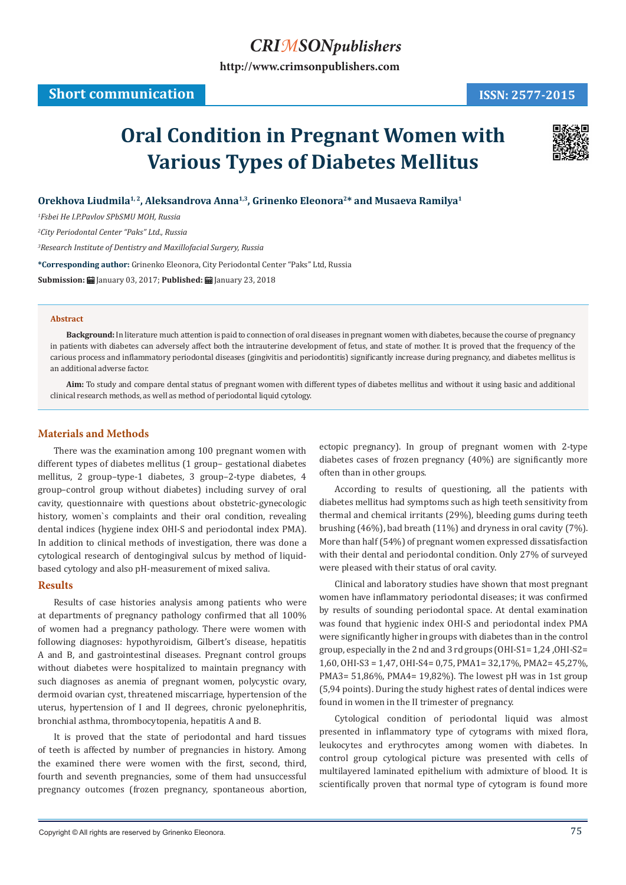CRIMSONpublishers

http://www.crimsonpublishers.com

**Short communication**

**ISSN: 2577-2015**

# Oral Condition in Pregnant Women with Various Types of Diabetes Mellitus

**Orekhova Liudmila[1,2], Aleksandrova Anna[1,3], Grinenko Eleonora[2]* and Musaeva Ramilya[1]**

*[1]Fsbei He I.P.Pavlov SPbSMU MOH, Russia*

*[2]City Periodontal Center "Paks" Ltd., Russia*

*[3]Research Institute of Dentistry and Maxillofacial Surgery, Russia*

***Corresponding author:** Grinenko Eleonora, City Periodontal Center "Paks" Ltd, Russia

**Submission:** January 03, 2017; **Published:** January 23, 2018

### Abstract

**Background:** In literature much attention is paid to connection of oral diseases in pregnant women with diabetes, because the course of pregnancy in patients with diabetes can adversely affect both the intrauterine development of fetus, and state of mother. It is proved that the frequency of the carious process and inflammatory periodontal diseases (gingivitis and periodontitis) significantly increase during pregnancy, and diabetes mellitus is an additional adverse factor.

**Aim:** To study and compare dental status of pregnant women with different types of diabetes mellitus and without it using basic and additional clinical research methods, as well as method of periodontal liquid cytology.

## Materials and Methods

There was the examination among 100 pregnant women with different types of diabetes mellitus (1 group– gestational diabetes mellitus, 2 group–type-1 diabetes, 3 group–2-type diabetes, 4 group–control group without diabetes) including survey of oral cavity, questionnaire with questions about obstetric-gynecologic history, women`s complaints and their oral condition, revealing dental indices (hygiene index OHI-S and periodontal index PMA). In addition to clinical methods of investigation, there was done a cytological research of dentogingival sulcus by method of liquid-based cytology and also pH-measurement of mixed saliva.

## Results

Results of case histories analysis among patients who were at departments of pregnancy pathology confirmed that all 100% of women had a pregnancy pathology. There were women with following diagnoses: hypothyroidism, Gilbert's disease, hepatitis A and B, and gastrointestinal diseases. Pregnant control groups without diabetes were hospitalized to maintain pregnancy with such diagnoses as anemia of pregnant women, polycystic ovary, dermoid ovarian cyst, threatened miscarriage, hypertension of the uterus, hypertension of I and II degrees, chronic pyelonephritis, bronchial asthma, thrombocytopenia, hepatitis A and B.

It is proved that the state of periodontal and hard tissues of teeth is affected by number of pregnancies in history. Among the examined there were women with the first, second, third, fourth and seventh pregnancies, some of them had unsuccessful pregnancy outcomes (frozen pregnancy, spontaneous abortion, ectopic pregnancy). In group of pregnant women with 2-type diabetes cases of frozen pregnancy (40%) are significantly more often than in other groups.

According to results of questioning, all the patients with diabetes mellitus had symptoms such as high teeth sensitivity from thermal and chemical irritants (29%), bleeding gums during teeth brushing (46%), bad breath (11%) and dryness in oral cavity (7%). More than half (54%) of pregnant women expressed dissatisfaction with their dental and periodontal condition. Only 27% of surveyed were pleased with their status of oral cavity.

Clinical and laboratory studies have shown that most pregnant women have inflammatory periodontal diseases; it was confirmed by results of sounding periodontal space. At dental examination was found that hygienic index OHI-S and periodontal index PMA were significantly higher in groups with diabetes than in the control group, especially in the 2 nd and 3 rd groups (OHI-S1= 1,24 ,OHI-S2= 1,60, OHI-S3 = 1,47, OHI-S4= 0,75, PMA1= 32,17%, PMA2= 45,27%, PMA3= 51,86%, PMA4= 19,82%). The lowest pH was in 1st group (5,94 points). During the study highest rates of dental indices were found in women in the II trimester of pregnancy.

Cytological condition of periodontal liquid was almost presented in inflammatory type of cytograms with mixed flora, leukocytes and erythrocytes among women with diabetes. In control group cytological picture was presented with cells of multilayered laminated epithelium with admixture of blood. It is scientifically proven that normal type of cytogram is found more

Copyright © All rights are reserved by Grinenko Eleonora.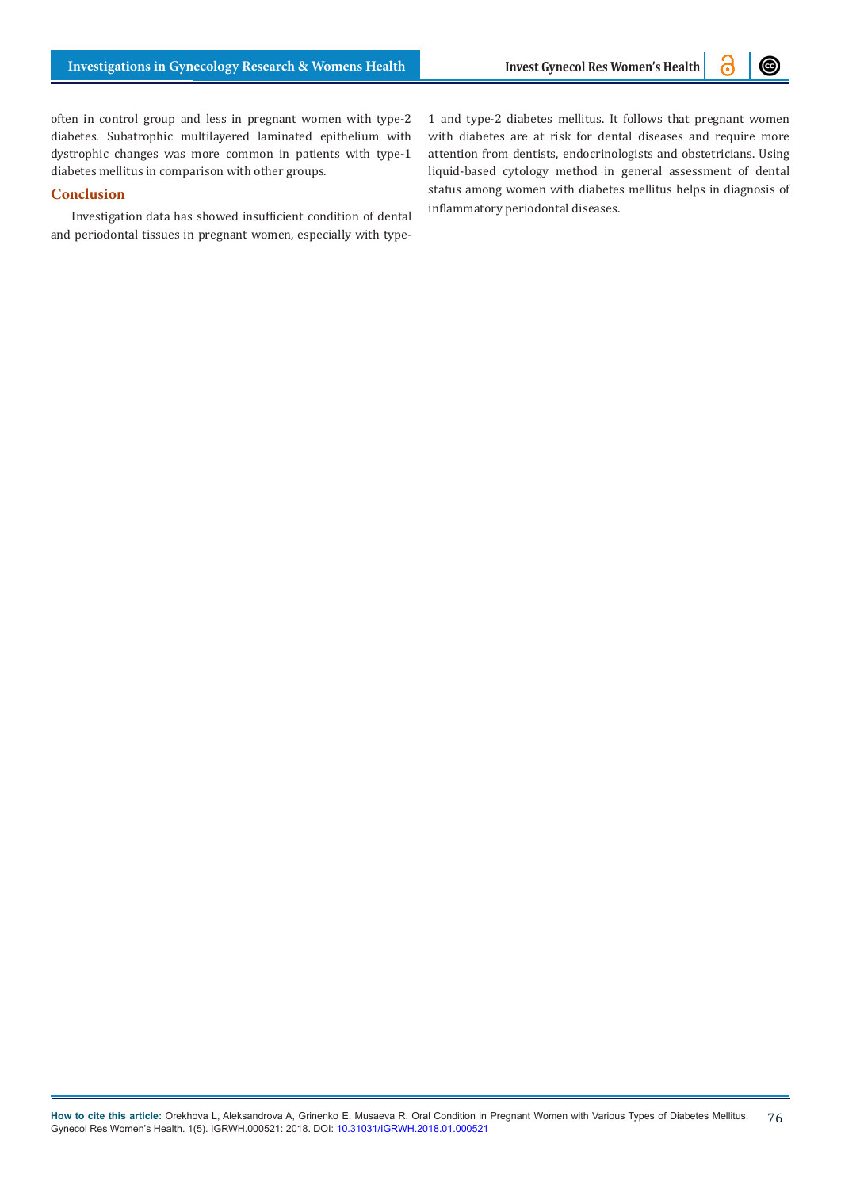often in control group and less in pregnant women with type-2 diabetes. Subatrophic multilayered laminated epithelium with dystrophic changes was more common in patients with type-1 diabetes mellitus in comparison with other groups.

## Conclusion

Investigation data has showed insufficient condition of dental and periodontal tissues in pregnant women, especially with type-1 and type-2 diabetes mellitus. It follows that pregnant women with diabetes are at risk for dental diseases and require more attention from dentists, endocrinologists and obstetricians. Using liquid-based cytology method in general assessment of dental status among women with diabetes mellitus helps in diagnosis of inflammatory periodontal diseases.

**How to cite this article:** Orekhova L, Aleksandrova A, Grinenko E, Musaeva R. Oral Condition in Pregnant Women with Various Types of Diabetes Mellitus. Gynecol Res Women's Health. 1(5). IGRWH.000521: 2018. DOI: 10.31031/IGRWH.2018.01.000521